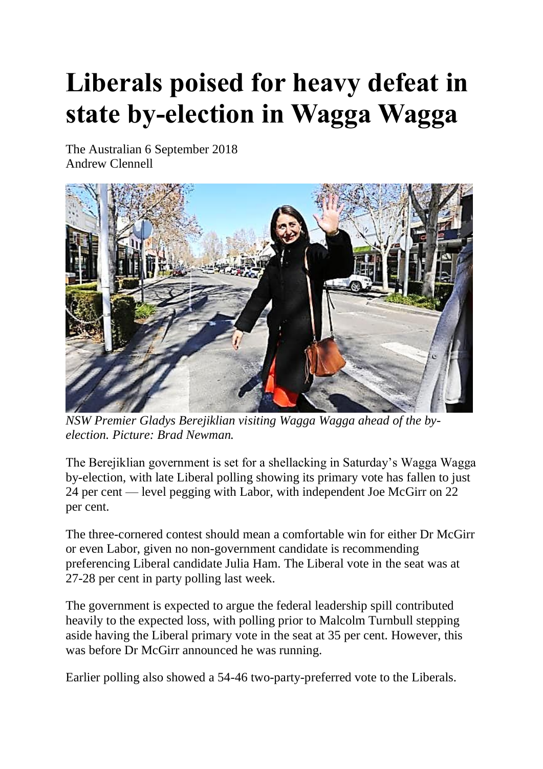# Liberals poised for heavy defeat in state by-election in Wagga Wagga

The Australian 6 September 2018
Andrew Clennell

*NSW Premier Gladys Berejiklian visiting Wagga Wagga ahead of the by-election. Picture: Brad Newman.*

The Berejiklian government is set for a shellacking in Saturday's Wagga Wagga by-election, with late Liberal polling showing its primary vote has fallen to just 24 per cent — level pegging with Labor, with independent Joe McGirr on 22 per cent.

The three-cornered contest should mean a comfortable win for either Dr McGirr or even Labor, given no non-government candidate is recommending preferencing Liberal candidate Julia Ham. The Liberal vote in the seat was at 27-28 per cent in party polling last week.

The government is expected to argue the federal leadership spill contributed heavily to the expected loss, with polling prior to Malcolm Turnbull stepping aside having the Liberal primary vote in the seat at 35 per cent. However, this was before Dr McGirr announced he was running.

Earlier polling also showed a 54-46 two-party-preferred vote to the Liberals.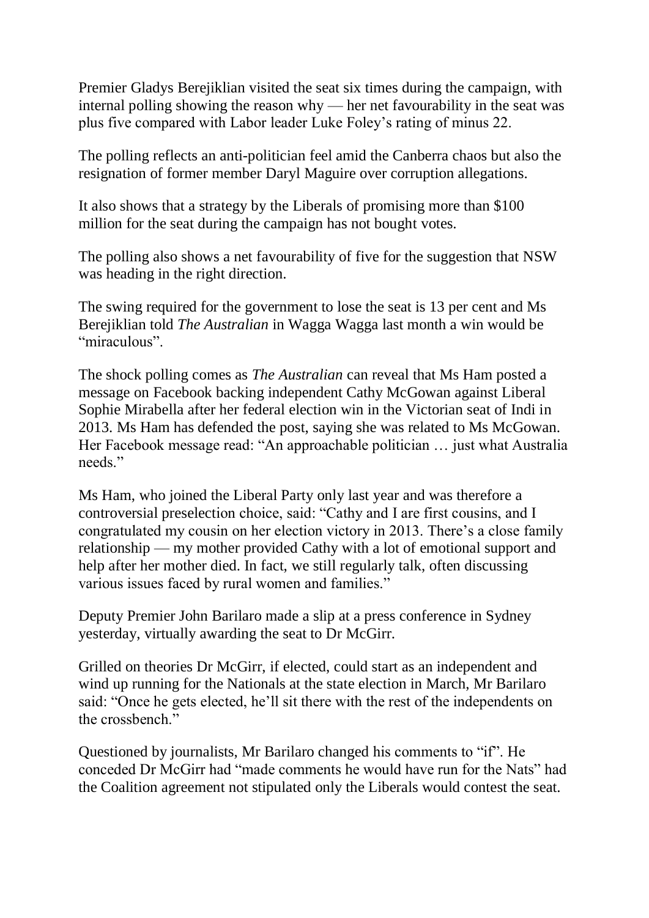Premier Gladys Berejiklian visited the seat six times during the campaign, with internal polling showing the reason why — her net favourability in the seat was plus five compared with Labor leader Luke Foley's rating of minus 22.

The polling reflects an anti-politician feel amid the Canberra chaos but also the resignation of former member Daryl Maguire over corruption allegations.

It also shows that a strategy by the Liberals of promising more than $100 million for the seat during the campaign has not bought votes.

The polling also shows a net favourability of five for the suggestion that NSW was heading in the right direction.

The swing required for the government to lose the seat is 13 per cent and Ms Berejiklian told *The Australian* in Wagga Wagga last month a win would be "miraculous".

The shock polling comes as *The Australian* can reveal that Ms Ham posted a message on Facebook backing independent Cathy McGowan against Liberal Sophie Mirabella after her federal election win in the Victorian seat of Indi in 2013. Ms Ham has defended the post, saying she was related to Ms McGowan. Her Facebook message read: "An approachable politician … just what Australia needs."

Ms Ham, who joined the Liberal Party only last year and was therefore a controversial preselection choice, said: "Cathy and I are first cousins, and I congratulated my cousin on her election victory in 2013. There's a close family relationship — my mother provided Cathy with a lot of emotional support and help after her mother died. In fact, we still regularly talk, often discussing various issues faced by rural women and families."

Deputy Premier John Barilaro made a slip at a press conference in Sydney yesterday, virtually awarding the seat to Dr McGirr.

Grilled on theories Dr McGirr, if elected, could start as an independent and wind up running for the Nationals at the state election in March, Mr Barilaro said: "Once he gets elected, he'll sit there with the rest of the independents on the crossbench."

Questioned by journalists, Mr Barilaro changed his comments to "if". He conceded Dr McGirr had "made comments he would have run for the Nats" had the Coalition agreement not stipulated only the Liberals would contest the seat.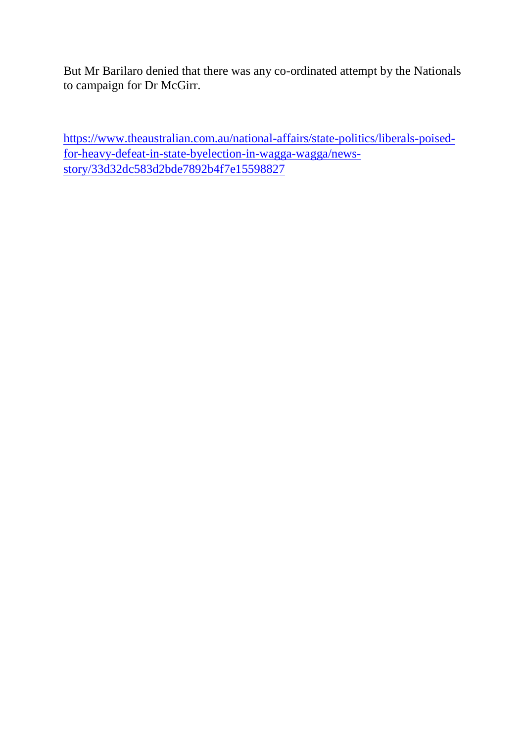But Mr Barilaro denied that there was any co-ordinated attempt by the Nationals to campaign for Dr McGirr.

https://www.theaustralian.com.au/national-affairs/state-politics/liberals-poised-for-heavy-defeat-in-state-byelection-in-wagga-wagga/news-story/33d32dc583d2bde7892b4f7e15598827